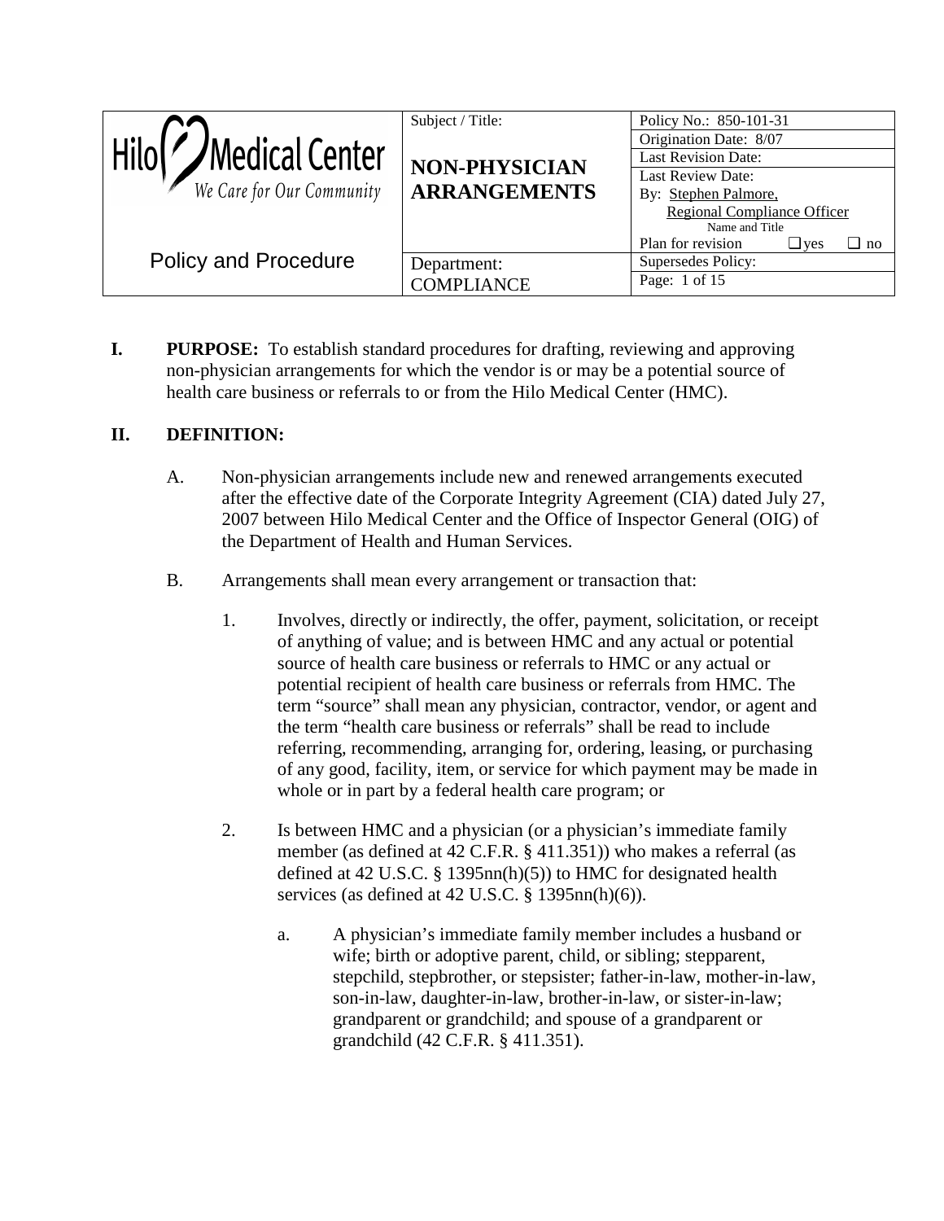| Hilo Medical Center<br>*We Care for Our Community* | Subject / Title:<br><br>**NON-PHYSICIAN ARRANGEMENTS** | Policy No.: 850-101-31<br>Origination Date: 8/07<br>Last Revision Date:<br>Last Review Date:<br>By: Stephen Palmore, Regional Compliance Officer<br>Name and Title<br>Plan for revision ❑ yes ❑ no |
|---|---|---|
| Policy and Procedure | Department:<br>COMPLIANCE | Supersedes Policy:<br>Page: 1 of 15 |

**I. PURPOSE:** To establish standard procedures for drafting, reviewing and approving non-physician arrangements for which the vendor is or may be a potential source of health care business or referrals to or from the Hilo Medical Center (HMC).

**II. DEFINITION:**

A. Non-physician arrangements include new and renewed arrangements executed after the effective date of the Corporate Integrity Agreement (CIA) dated July 27, 2007 between Hilo Medical Center and the Office of Inspector General (OIG) of the Department of Health and Human Services.

B. Arrangements shall mean every arrangement or transaction that:

1. Involves, directly or indirectly, the offer, payment, solicitation, or receipt of anything of value; and is between HMC and any actual or potential source of health care business or referrals to HMC or any actual or potential recipient of health care business or referrals from HMC. The term "source" shall mean any physician, contractor, vendor, or agent and the term "health care business or referrals" shall be read to include referring, recommending, arranging for, ordering, leasing, or purchasing of any good, facility, item, or service for which payment may be made in whole or in part by a federal health care program; or

2. Is between HMC and a physician (or a physician's immediate family member (as defined at 42 C.F.R. § 411.351)) who makes a referral (as defined at 42 U.S.C. § 1395nn(h)(5)) to HMC for designated health services (as defined at 42 U.S.C. § 1395nn(h)(6)).

   a. A physician's immediate family member includes a husband or wife; birth or adoptive parent, child, or sibling; stepparent, stepchild, stepbrother, or stepsister; father-in-law, mother-in-law, son-in-law, daughter-in-law, brother-in-law, or sister-in-law; grandparent or grandchild; and spouse of a grandparent or grandchild (42 C.F.R. § 411.351).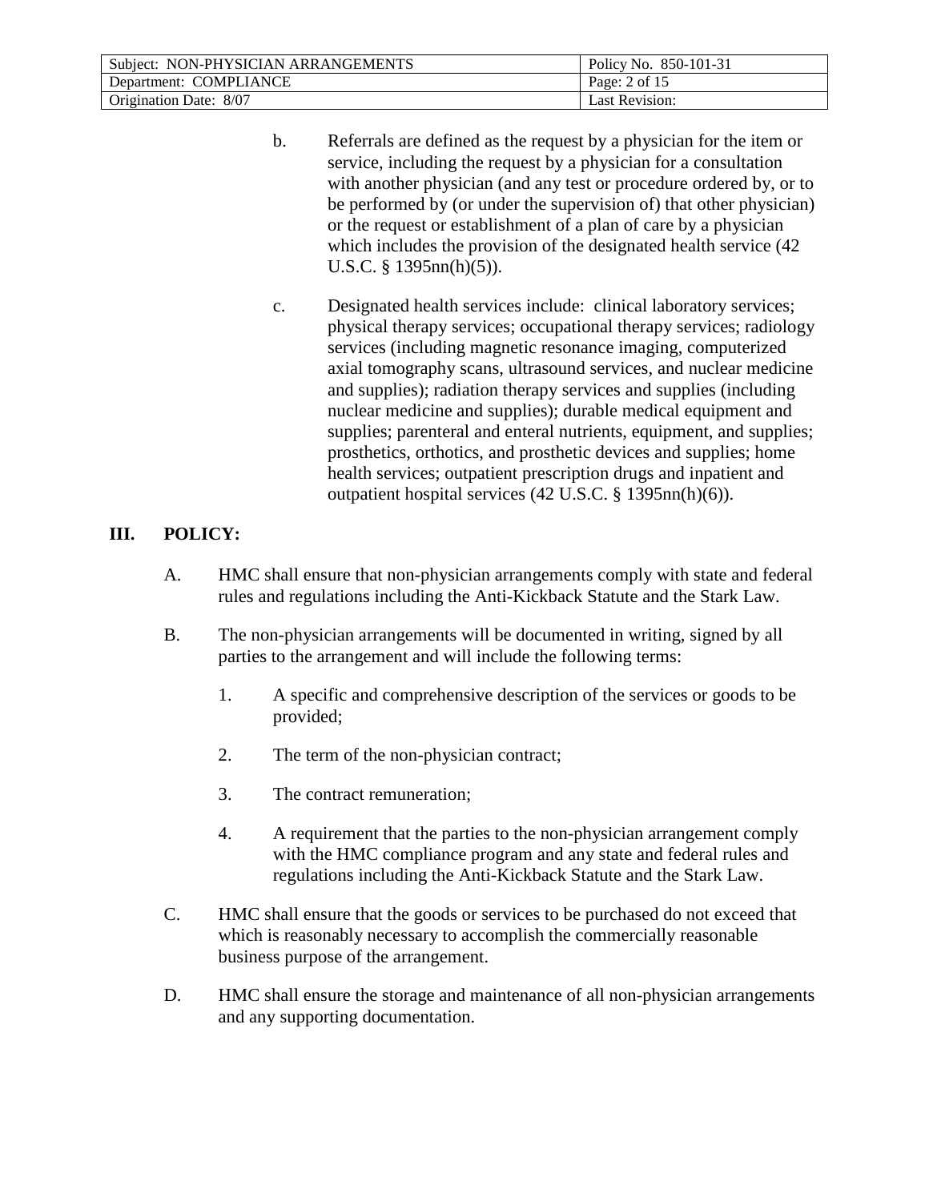b. Referrals are defined as the request by a physician for the item or service, including the request by a physician for a consultation with another physician (and any test or procedure ordered by, or to be performed by (or under the supervision of) that other physician) or the request or establishment of a plan of care by a physician which includes the provision of the designated health service (42 U.S.C. § 1395nn(h)(5)).

c. Designated health services include: clinical laboratory services; physical therapy services; occupational therapy services; radiology services (including magnetic resonance imaging, computerized axial tomography scans, ultrasound services, and nuclear medicine and supplies); radiation therapy services and supplies (including nuclear medicine and supplies); durable medical equipment and supplies; parenteral and enteral nutrients, equipment, and supplies; prosthetics, orthotics, and prosthetic devices and supplies; home health services; outpatient prescription drugs and inpatient and outpatient hospital services (42 U.S.C. § 1395nn(h)(6)).

## III. POLICY:

A. HMC shall ensure that non-physician arrangements comply with state and federal rules and regulations including the Anti-Kickback Statute and the Stark Law.

B. The non-physician arrangements will be documented in writing, signed by all parties to the arrangement and will include the following terms:

1. A specific and comprehensive description of the services or goods to be provided;

2. The term of the non-physician contract;

3. The contract remuneration;

4. A requirement that the parties to the non-physician arrangement comply with the HMC compliance program and any state and federal rules and regulations including the Anti-Kickback Statute and the Stark Law.

C. HMC shall ensure that the goods or services to be purchased do not exceed that which is reasonably necessary to accomplish the commercially reasonable business purpose of the arrangement.

D. HMC shall ensure the storage and maintenance of all non-physician arrangements and any supporting documentation.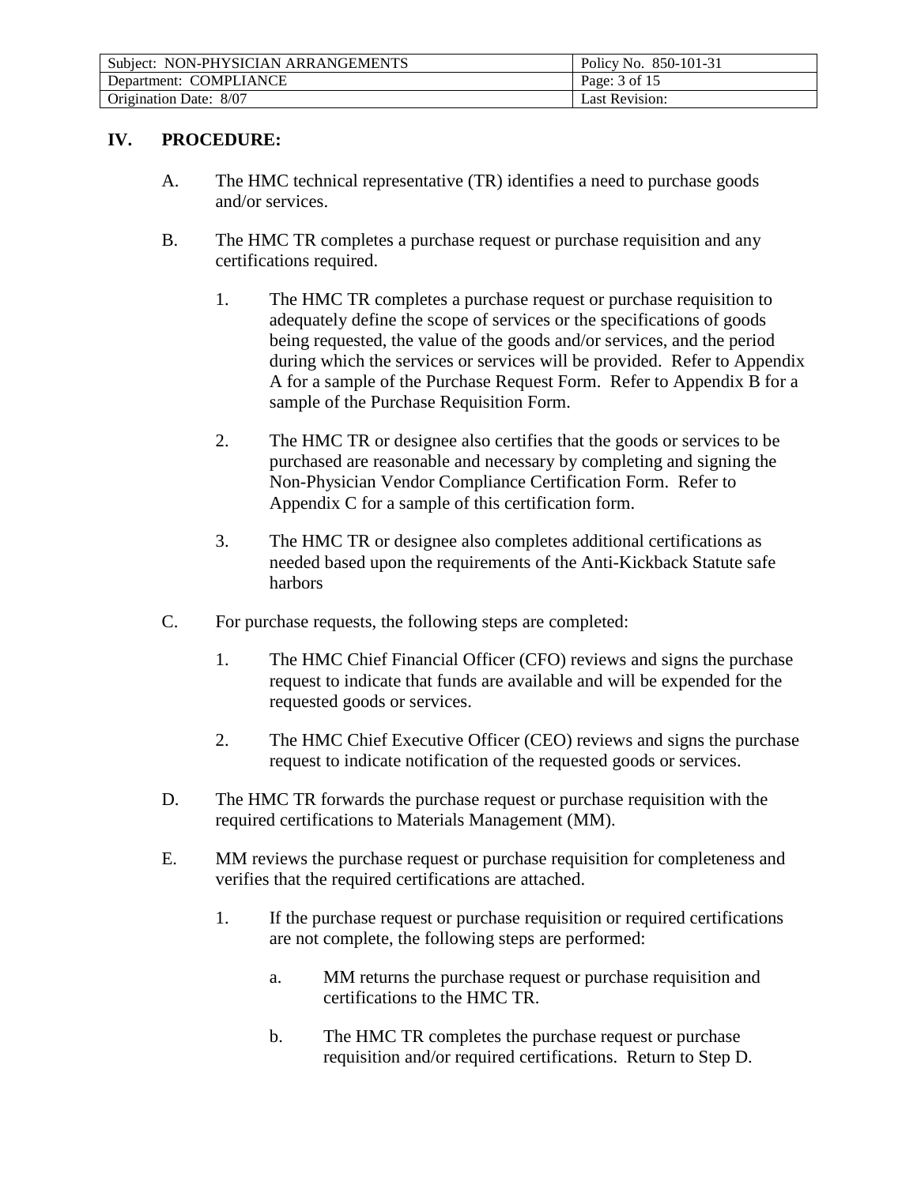## IV. PROCEDURE:

A. The HMC technical representative (TR) identifies a need to purchase goods and/or services.

B. The HMC TR completes a purchase request or purchase requisition and any certifications required.

1. The HMC TR completes a purchase request or purchase requisition to adequately define the scope of services or the specifications of goods being requested, the value of the goods and/or services, and the period during which the services or services will be provided. Refer to Appendix A for a sample of the Purchase Request Form. Refer to Appendix B for a sample of the Purchase Requisition Form.

2. The HMC TR or designee also certifies that the goods or services to be purchased are reasonable and necessary by completing and signing the Non-Physician Vendor Compliance Certification Form. Refer to Appendix C for a sample of this certification form.

3. The HMC TR or designee also completes additional certifications as needed based upon the requirements of the Anti-Kickback Statute safe harbors

C. For purchase requests, the following steps are completed:

1. The HMC Chief Financial Officer (CFO) reviews and signs the purchase request to indicate that funds are available and will be expended for the requested goods or services.

2. The HMC Chief Executive Officer (CEO) reviews and signs the purchase request to indicate notification of the requested goods or services.

D. The HMC TR forwards the purchase request or purchase requisition with the required certifications to Materials Management (MM).

E. MM reviews the purchase request or purchase requisition for completeness and verifies that the required certifications are attached.

1. If the purchase request or purchase requisition or required certifications are not complete, the following steps are performed:

   a. MM returns the purchase request or purchase requisition and certifications to the HMC TR.

   b. The HMC TR completes the purchase request or purchase requisition and/or required certifications. Return to Step D.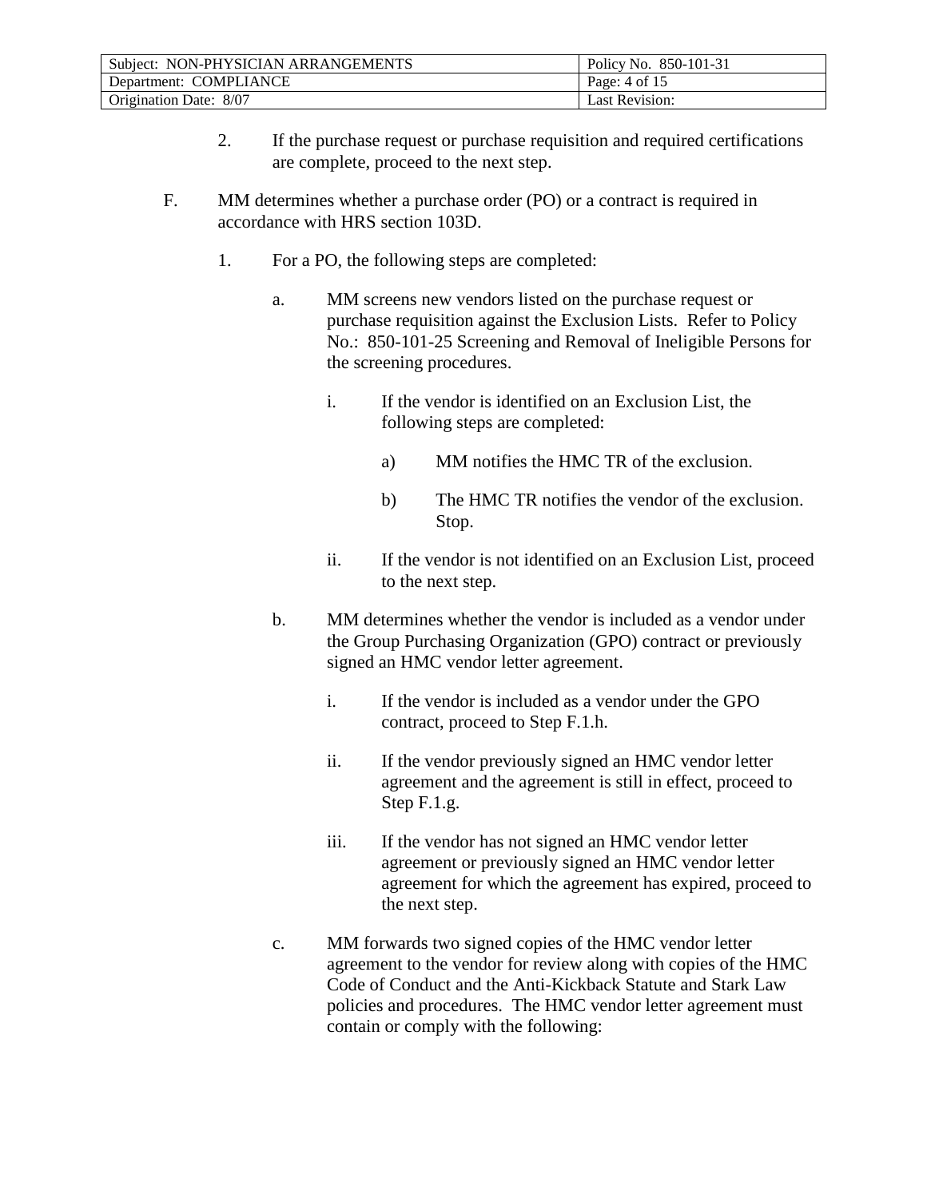2. If the purchase request or purchase requisition and required certifications are complete, proceed to the next step.

F. MM determines whether a purchase order (PO) or a contract is required in accordance with HRS section 103D.

   1. For a PO, the following steps are completed:

      a. MM screens new vendors listed on the purchase request or purchase requisition against the Exclusion Lists. Refer to Policy No.: 850-101-25 Screening and Removal of Ineligible Persons for the screening procedures.

         i. If the vendor is identified on an Exclusion List, the following steps are completed:

            a) MM notifies the HMC TR of the exclusion.

            b) The HMC TR notifies the vendor of the exclusion. Stop.

         ii. If the vendor is not identified on an Exclusion List, proceed to the next step.

      b. MM determines whether the vendor is included as a vendor under the Group Purchasing Organization (GPO) contract or previously signed an HMC vendor letter agreement.

         i. If the vendor is included as a vendor under the GPO contract, proceed to Step F.1.h.

         ii. If the vendor previously signed an HMC vendor letter agreement and the agreement is still in effect, proceed to Step F.1.g.

         iii. If the vendor has not signed an HMC vendor letter agreement or previously signed an HMC vendor letter agreement for which the agreement has expired, proceed to the next step.

      c. MM forwards two signed copies of the HMC vendor letter agreement to the vendor for review along with copies of the HMC Code of Conduct and the Anti-Kickback Statute and Stark Law policies and procedures. The HMC vendor letter agreement must contain or comply with the following: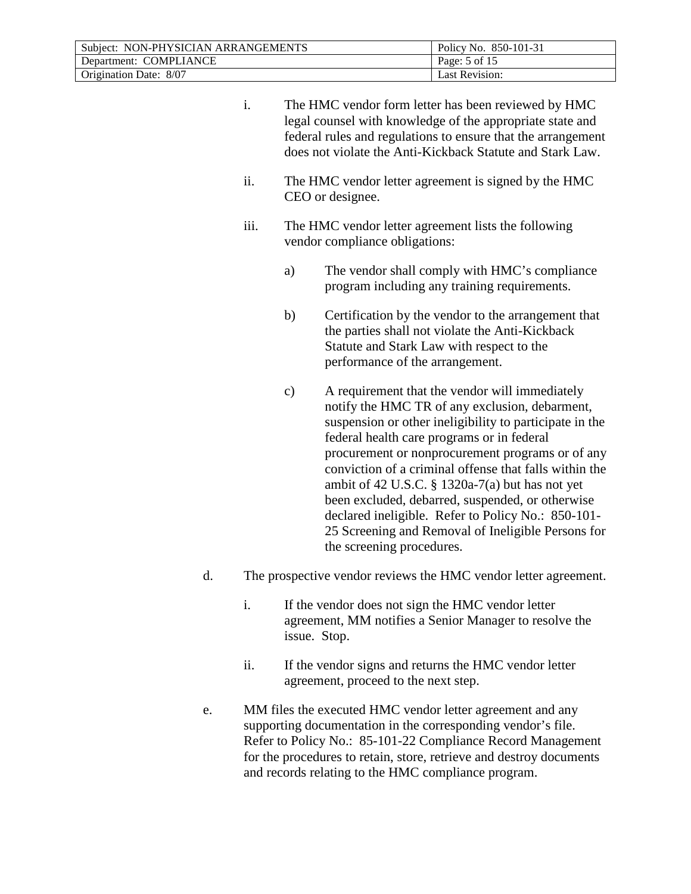i. The HMC vendor form letter has been reviewed by HMC legal counsel with knowledge of the appropriate state and federal rules and regulations to ensure that the arrangement does not violate the Anti-Kickback Statute and Stark Law.

ii. The HMC vendor letter agreement is signed by the HMC CEO or designee.

iii. The HMC vendor letter agreement lists the following vendor compliance obligations:

a) The vendor shall comply with HMC's compliance program including any training requirements.

b) Certification by the vendor to the arrangement that the parties shall not violate the Anti-Kickback Statute and Stark Law with respect to the performance of the arrangement.

c) A requirement that the vendor will immediately notify the HMC TR of any exclusion, debarment, suspension or other ineligibility to participate in the federal health care programs or in federal procurement or nonprocurement programs or of any conviction of a criminal offense that falls within the ambit of 42 U.S.C. § 1320a-7(a) but has not yet been excluded, debarred, suspended, or otherwise declared ineligible. Refer to Policy No.: 850-101-25 Screening and Removal of Ineligible Persons for the screening procedures.

d. The prospective vendor reviews the HMC vendor letter agreement.

i. If the vendor does not sign the HMC vendor letter agreement, MM notifies a Senior Manager to resolve the issue. Stop.

ii. If the vendor signs and returns the HMC vendor letter agreement, proceed to the next step.

e. MM files the executed HMC vendor letter agreement and any supporting documentation in the corresponding vendor's file. Refer to Policy No.: 85-101-22 Compliance Record Management for the procedures to retain, store, retrieve and destroy documents and records relating to the HMC compliance program.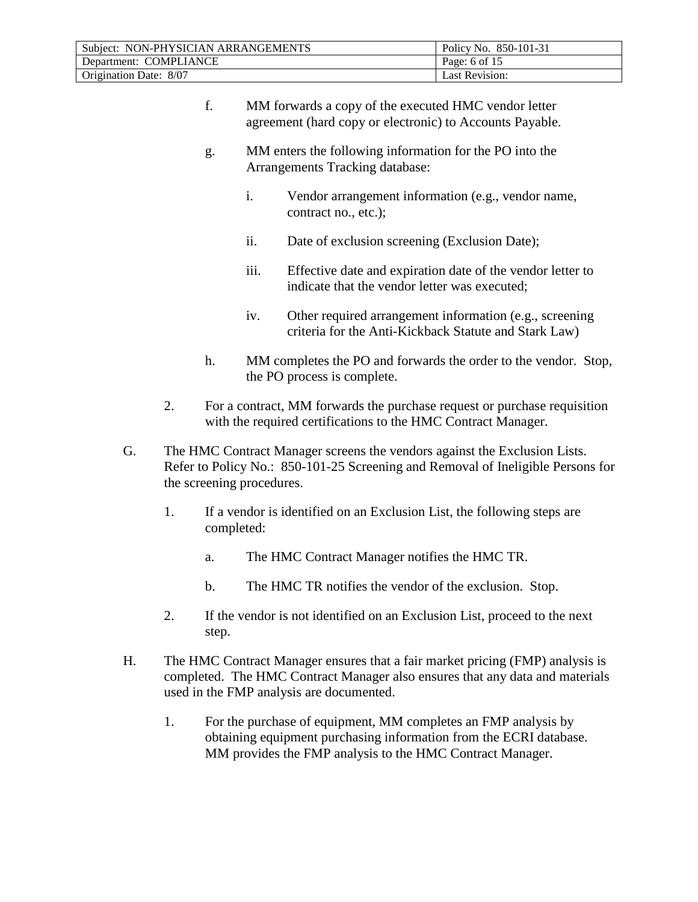f. MM forwards a copy of the executed HMC vendor letter agreement (hard copy or electronic) to Accounts Payable.

g. MM enters the following information for the PO into the Arrangements Tracking database:

   i. Vendor arrangement information (e.g., vendor name, contract no., etc.);

   ii. Date of exclusion screening (Exclusion Date);

   iii. Effective date and expiration date of the vendor letter to indicate that the vendor letter was executed;

   iv. Other required arrangement information (e.g., screening criteria for the Anti-Kickback Statute and Stark Law)

h. MM completes the PO and forwards the order to the vendor. Stop, the PO process is complete.

2. For a contract, MM forwards the purchase request or purchase requisition with the required certifications to the HMC Contract Manager.

G. The HMC Contract Manager screens the vendors against the Exclusion Lists. Refer to Policy No.: 850-101-25 Screening and Removal of Ineligible Persons for the screening procedures.

   1. If a vendor is identified on an Exclusion List, the following steps are completed:

      a. The HMC Contract Manager notifies the HMC TR.

      b. The HMC TR notifies the vendor of the exclusion. Stop.

   2. If the vendor is not identified on an Exclusion List, proceed to the next step.

H. The HMC Contract Manager ensures that a fair market pricing (FMP) analysis is completed. The HMC Contract Manager also ensures that any data and materials used in the FMP analysis are documented.

   1. For the purchase of equipment, MM completes an FMP analysis by obtaining equipment purchasing information from the ECRI database. MM provides the FMP analysis to the HMC Contract Manager.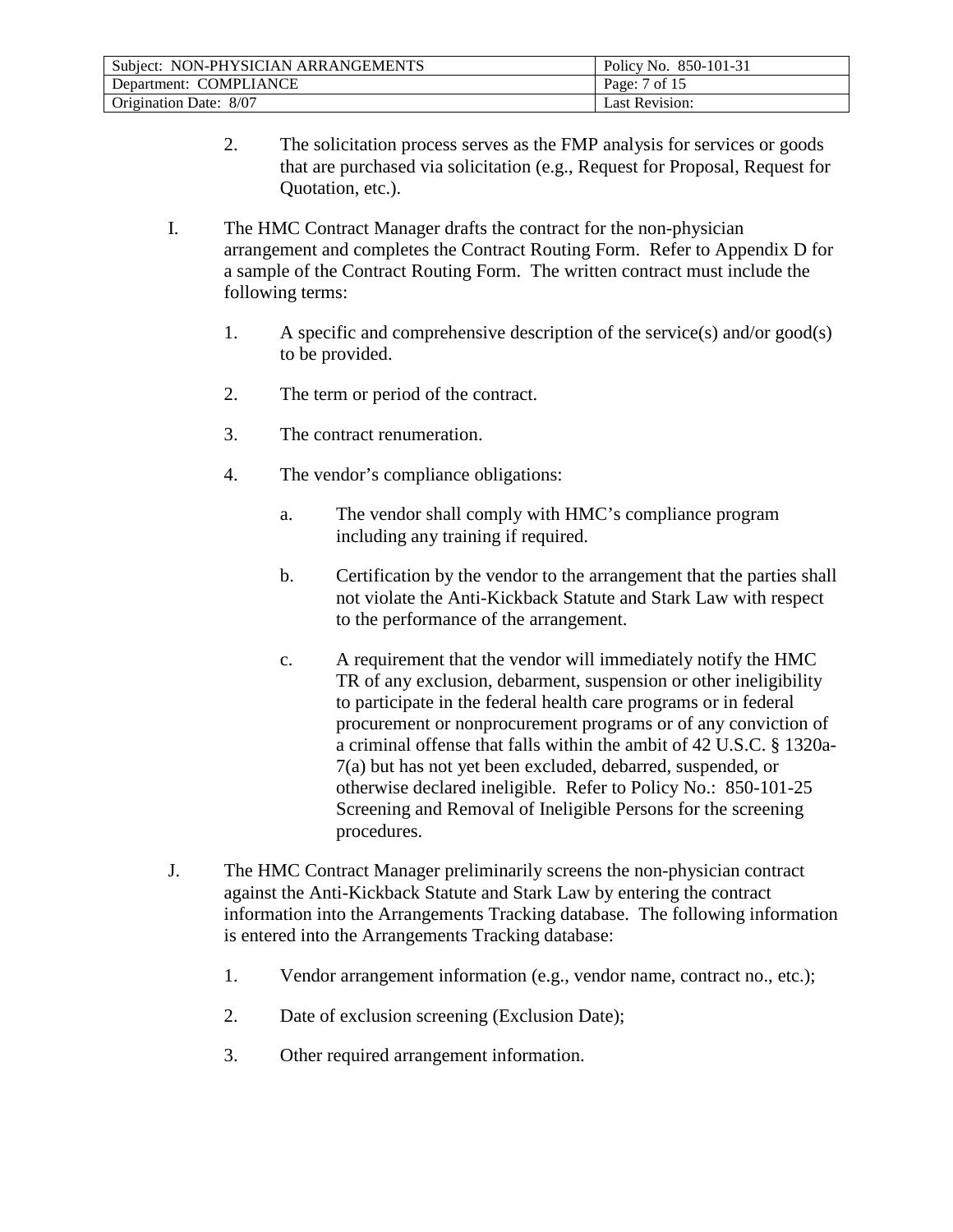2. The solicitation process serves as the FMP analysis for services or goods that are purchased via solicitation (e.g., Request for Proposal, Request for Quotation, etc.).

I. The HMC Contract Manager drafts the contract for the non-physician arrangement and completes the Contract Routing Form. Refer to Appendix D for a sample of the Contract Routing Form. The written contract must include the following terms:

   1. A specific and comprehensive description of the service(s) and/or good(s) to be provided.

   2. The term or period of the contract.

   3. The contract renumeration.

   4. The vendor's compliance obligations:

      a. The vendor shall comply with HMC's compliance program including any training if required.

      b. Certification by the vendor to the arrangement that the parties shall not violate the Anti-Kickback Statute and Stark Law with respect to the performance of the arrangement.

      c. A requirement that the vendor will immediately notify the HMC TR of any exclusion, debarment, suspension or other ineligibility to participate in the federal health care programs or in federal procurement or nonprocurement programs or of any conviction of a criminal offense that falls within the ambit of 42 U.S.C. § 1320a-7(a) but has not yet been excluded, debarred, suspended, or otherwise declared ineligible. Refer to Policy No.: 850-101-25 Screening and Removal of Ineligible Persons for the screening procedures.

J. The HMC Contract Manager preliminarily screens the non-physician contract against the Anti-Kickback Statute and Stark Law by entering the contract information into the Arrangements Tracking database. The following information is entered into the Arrangements Tracking database:

   1. Vendor arrangement information (e.g., vendor name, contract no., etc.);

   2. Date of exclusion screening (Exclusion Date);

   3. Other required arrangement information.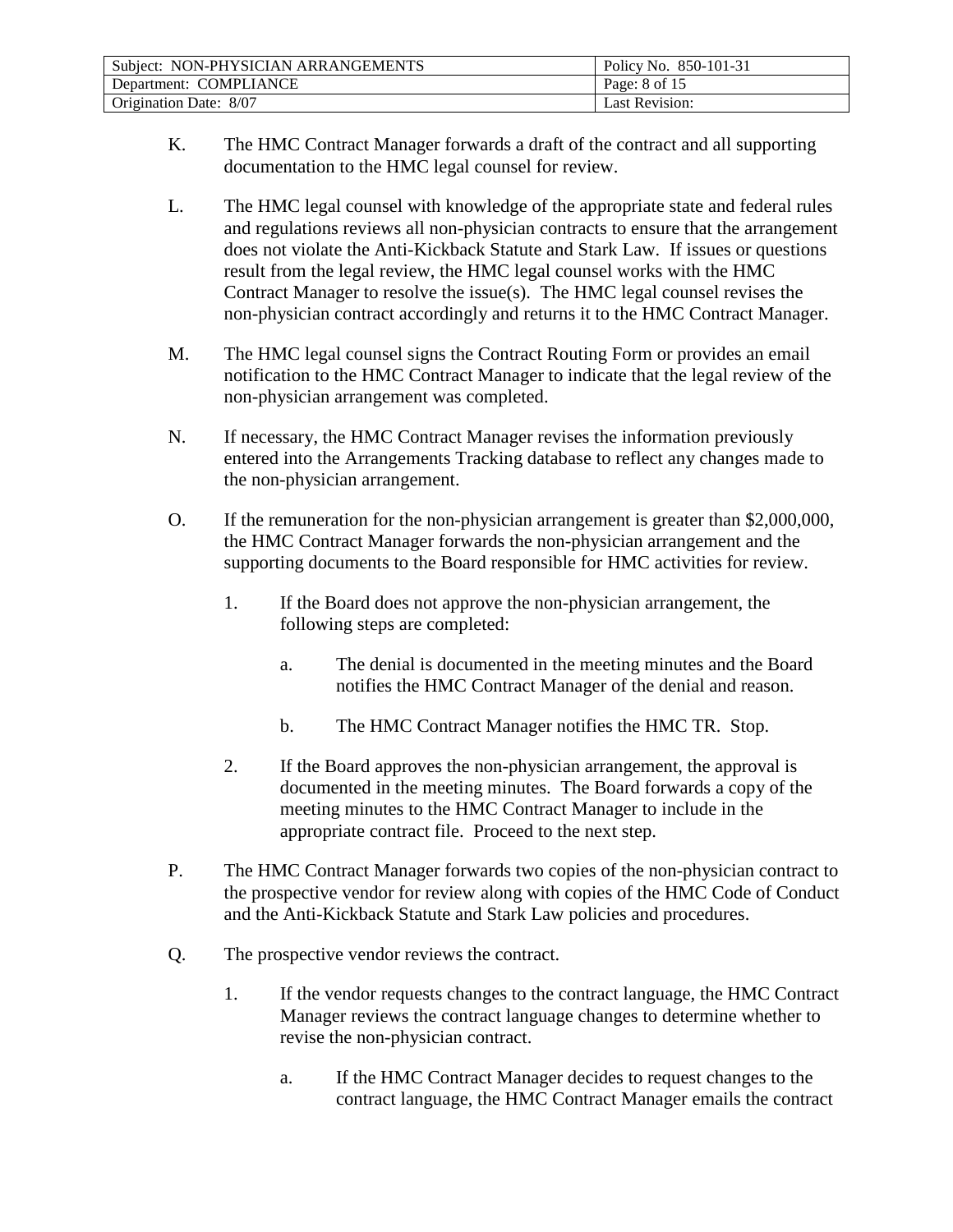K. The HMC Contract Manager forwards a draft of the contract and all supporting documentation to the HMC legal counsel for review.

L. The HMC legal counsel with knowledge of the appropriate state and federal rules and regulations reviews all non-physician contracts to ensure that the arrangement does not violate the Anti-Kickback Statute and Stark Law. If issues or questions result from the legal review, the HMC legal counsel works with the HMC Contract Manager to resolve the issue(s). The HMC legal counsel revises the non-physician contract accordingly and returns it to the HMC Contract Manager.

M. The HMC legal counsel signs the Contract Routing Form or provides an email notification to the HMC Contract Manager to indicate that the legal review of the non-physician arrangement was completed.

N. If necessary, the HMC Contract Manager revises the information previously entered into the Arrangements Tracking database to reflect any changes made to the non-physician arrangement.

O. If the remuneration for the non-physician arrangement is greater than $2,000,000, the HMC Contract Manager forwards the non-physician arrangement and the supporting documents to the Board responsible for HMC activities for review.

   1. If the Board does not approve the non-physician arrangement, the following steps are completed:

      a. The denial is documented in the meeting minutes and the Board notifies the HMC Contract Manager of the denial and reason.

      b. The HMC Contract Manager notifies the HMC TR. Stop.

   2. If the Board approves the non-physician arrangement, the approval is documented in the meeting minutes. The Board forwards a copy of the meeting minutes to the HMC Contract Manager to include in the appropriate contract file. Proceed to the next step.

P. The HMC Contract Manager forwards two copies of the non-physician contract to the prospective vendor for review along with copies of the HMC Code of Conduct and the Anti-Kickback Statute and Stark Law policies and procedures.

Q. The prospective vendor reviews the contract.

   1. If the vendor requests changes to the contract language, the HMC Contract Manager reviews the contract language changes to determine whether to revise the non-physician contract.

      a. If the HMC Contract Manager decides to request changes to the contract language, the HMC Contract Manager emails the contract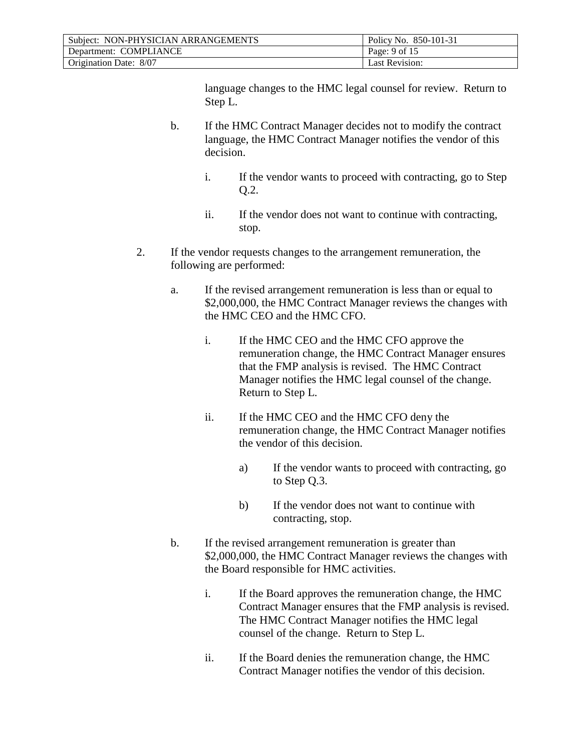language changes to the HMC legal counsel for review. Return to Step L.

b. If the HMC Contract Manager decides not to modify the contract language, the HMC Contract Manager notifies the vendor of this decision.

   i. If the vendor wants to proceed with contracting, go to Step Q.2.

   ii. If the vendor does not want to continue with contracting, stop.

2. If the vendor requests changes to the arrangement remuneration, the following are performed:

   a. If the revised arrangement remuneration is less than or equal to $2,000,000, the HMC Contract Manager reviews the changes with the HMC CEO and the HMC CFO.

      i. If the HMC CEO and the HMC CFO approve the remuneration change, the HMC Contract Manager ensures that the FMP analysis is revised. The HMC Contract Manager notifies the HMC legal counsel of the change. Return to Step L.

      ii. If the HMC CEO and the HMC CFO deny the remuneration change, the HMC Contract Manager notifies the vendor of this decision.

         a) If the vendor wants to proceed with contracting, go to Step Q.3.

         b) If the vendor does not want to continue with contracting, stop.

   b. If the revised arrangement remuneration is greater than $2,000,000, the HMC Contract Manager reviews the changes with the Board responsible for HMC activities.

      i. If the Board approves the remuneration change, the HMC Contract Manager ensures that the FMP analysis is revised. The HMC Contract Manager notifies the HMC legal counsel of the change. Return to Step L.

      ii. If the Board denies the remuneration change, the HMC Contract Manager notifies the vendor of this decision.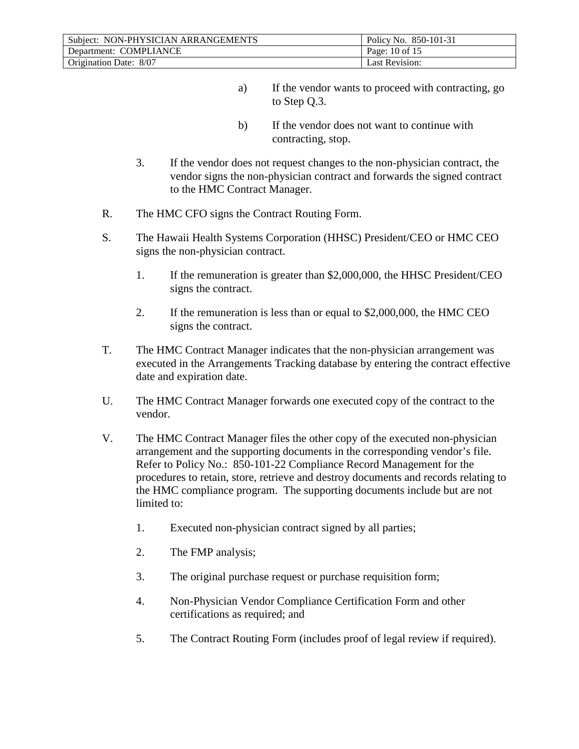a) If the vendor wants to proceed with contracting, go to Step Q.3.

b) If the vendor does not want to continue with contracting, stop.

3. If the vendor does not request changes to the non-physician contract, the vendor signs the non-physician contract and forwards the signed contract to the HMC Contract Manager.

R. The HMC CFO signs the Contract Routing Form.

S. The Hawaii Health Systems Corporation (HHSC) President/CEO or HMC CEO signs the non-physician contract.

1. If the remuneration is greater than $2,000,000, the HHSC President/CEO signs the contract.

2. If the remuneration is less than or equal to $2,000,000, the HMC CEO signs the contract.

T. The HMC Contract Manager indicates that the non-physician arrangement was executed in the Arrangements Tracking database by entering the contract effective date and expiration date.

U. The HMC Contract Manager forwards one executed copy of the contract to the vendor.

V. The HMC Contract Manager files the other copy of the executed non-physician arrangement and the supporting documents in the corresponding vendor's file. Refer to Policy No.: 850-101-22 Compliance Record Management for the procedures to retain, store, retrieve and destroy documents and records relating to the HMC compliance program. The supporting documents include but are not limited to:

1. Executed non-physician contract signed by all parties;

2. The FMP analysis;

3. The original purchase request or purchase requisition form;

4. Non-Physician Vendor Compliance Certification Form and other certifications as required; and

5. The Contract Routing Form (includes proof of legal review if required).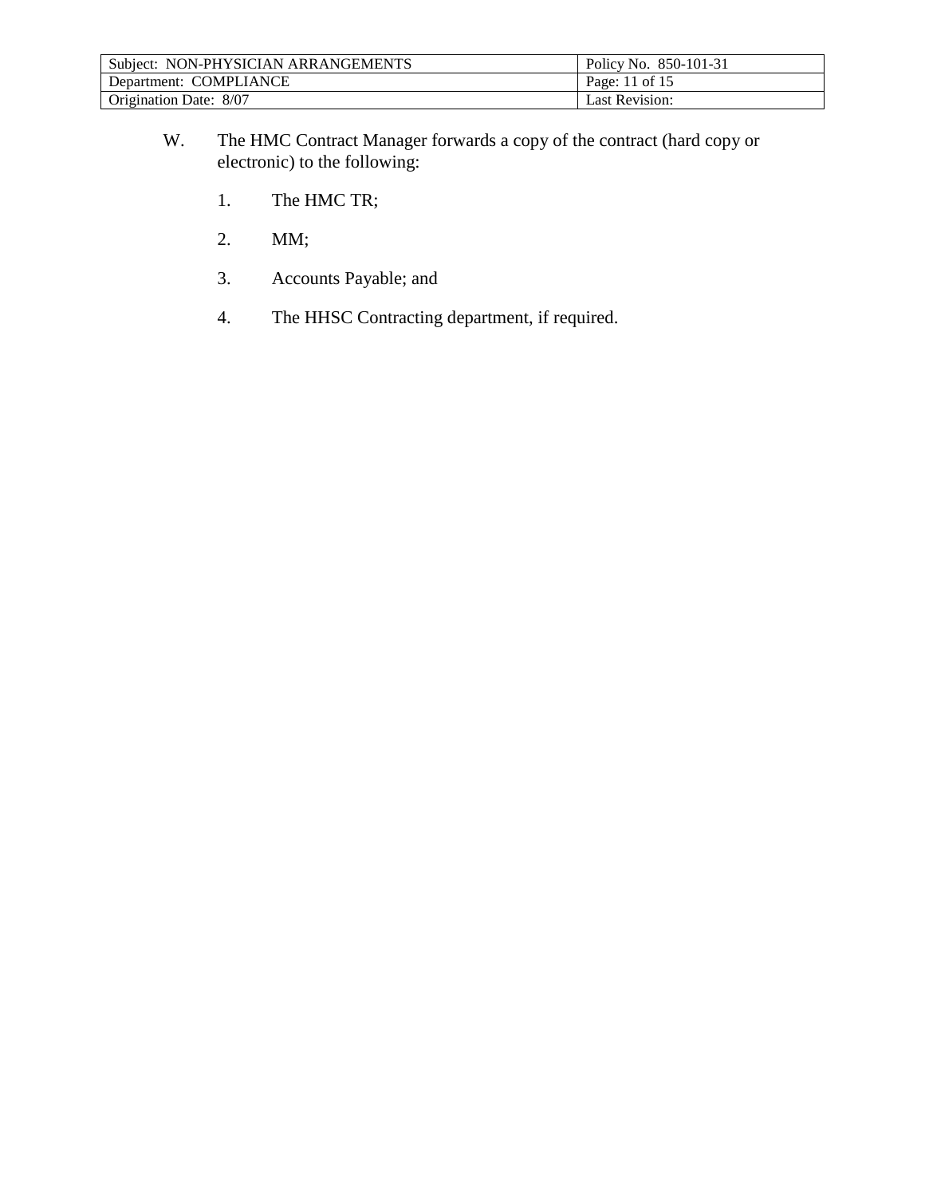W. The HMC Contract Manager forwards a copy of the contract (hard copy or electronic) to the following:

1. The HMC TR;

2. MM;

3. Accounts Payable; and

4. The HHSC Contracting department, if required.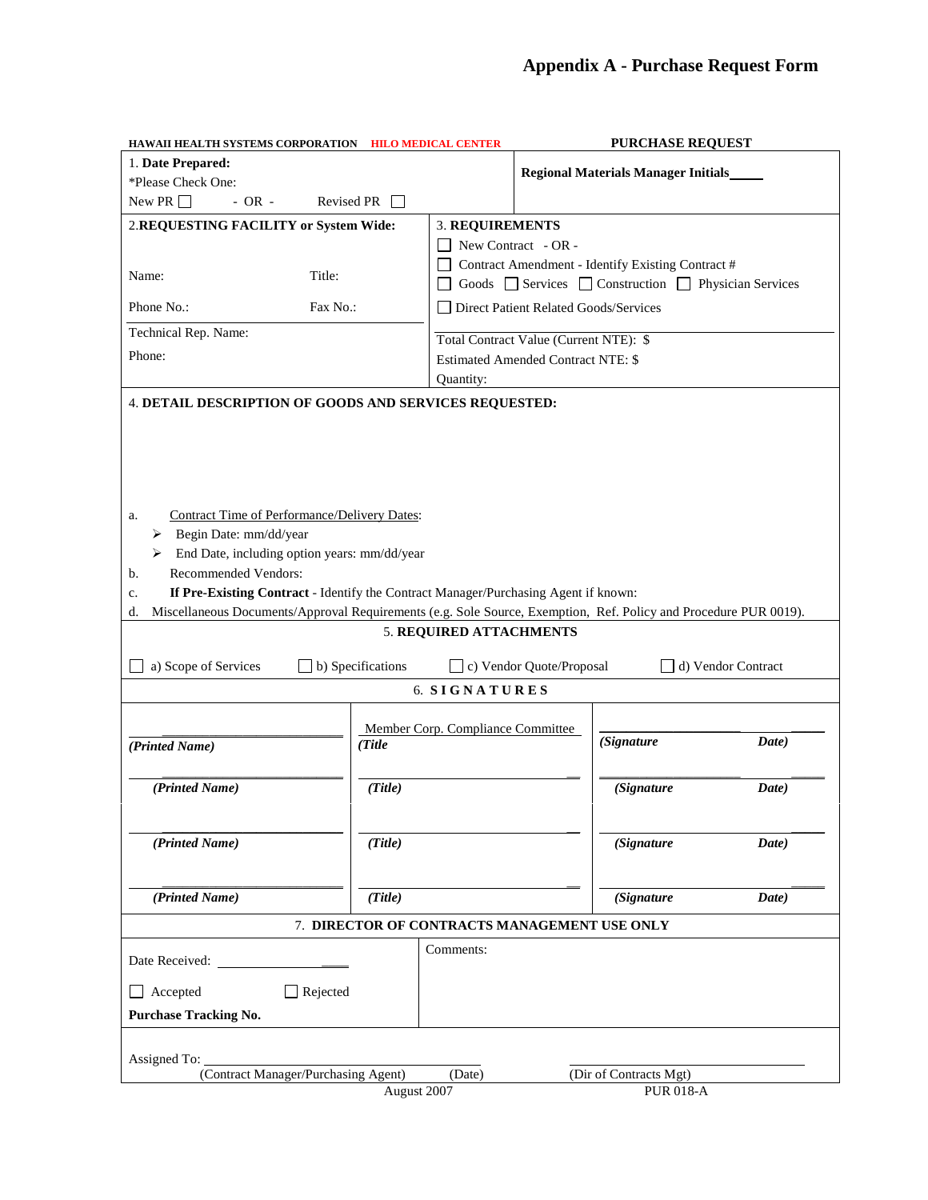# Appendix A - Purchase Request Form

**HAWAII HEALTH SYSTEMS CORPORATION** **HILO MEDICAL CENTER** **PURCHASE REQUEST**

| 1. **Date Prepared:**<br>*Please Check One:<br>New PR ☐ - OR - Revised PR ☐ | **Regional Materials Manager Initials**_____ |
|---|---|
| 2.**REQUESTING FACILITY or System Wide:**<br><br>Name: Title:<br><br>Phone No.: Fax No.:<br><br>Technical Rep. Name:<br><br>Phone: | 3. **REQUIREMENTS**<br>☐ New Contract - OR -<br>☐ Contract Amendment - Identify Existing Contract #<br>☐ Goods ☐ Services ☐ Construction ☐ Physician Services<br>☐ Direct Patient Related Goods/Services<br><br>Total Contract Value (Current NTE): $<br>Estimated Amended Contract NTE: $<br>Quantity: |

4. **DETAIL DESCRIPTION OF GOODS AND SERVICES REQUESTED:**

a. Contract Time of Performance/Delivery Dates:
   - Begin Date: mm/dd/year
   - End Date, including option years: mm/dd/year

b. Recommended Vendors:

c. **If Pre-Existing Contract** - Identify the Contract Manager/Purchasing Agent if known:

d. Miscellaneous Documents/Approval Requirements (e.g. Sole Source, Exemption, Ref. Policy and Procedure PUR 0019).

### 5. REQUIRED ATTACHMENTS

☐ a) Scope of Services ☐ b) Specifications ☐ c) Vendor Quote/Proposal ☐ d) Vendor Contract

### 6. SIGNATURES

| | | |
|---|---|---|
| ___________________________<br>*(Printed Name)* | Member Corp. Compliance Committee<br>*(Title* | ___________________________<br>*(Signature Date)* |
| ___________________________<br>*(Printed Name)* | ___________________________<br>*(Title)* | ___________________________<br>*(Signature Date)* |
| ___________________________<br>*(Printed Name)* | ___________________________<br>*(Title)* | ___________________________<br>*(Signature Date)* |
| ___________________________<br>*(Printed Name)* | ___________________________<br>*(Title)* | ___________________________<br>*(Signature Date)* |

### 7. DIRECTOR OF CONTRACTS MANAGEMENT USE ONLY

| | |
|---|---|
| Date Received: ________________<br><br>☐ Accepted ☐ Rejected<br><br>**Purchase Tracking No.** | Comments: |

Assigned To: ______________________________________ ______________________________
(Contract Manager/Purchasing Agent) (Date) (Dir of Contracts Mgt)

August 2007 PUR 018-A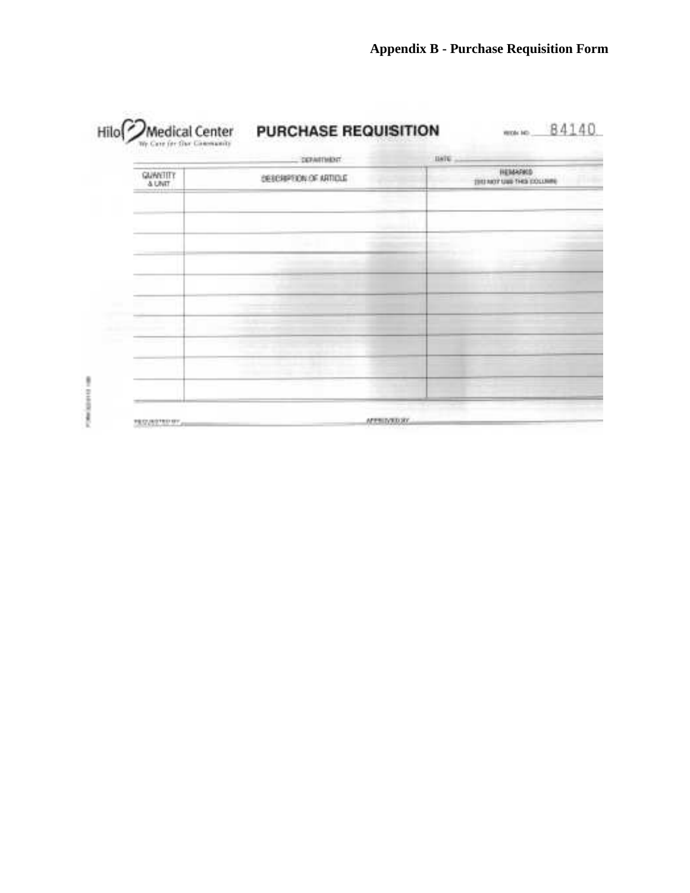**Appendix B - Purchase Requisition Form**

Hilo Medical Center
We Care for Our Community

**PURCHASE REQUISITION**

REQN. NO. 84140

DEPARTMENT ______________ DATE ______________

| QUANTITY & UNIT | DESCRIPTION OF ARTICLE | REMARKS (DO NOT USE THIS COLUMN) |
|---|---|---|
| | | |
| | | |
| | | |
| | | |
| | | |
| | | |
| | | |
| | | |
| | | |
| | | |

REQUESTED BY ______________ APPROVED BY ______________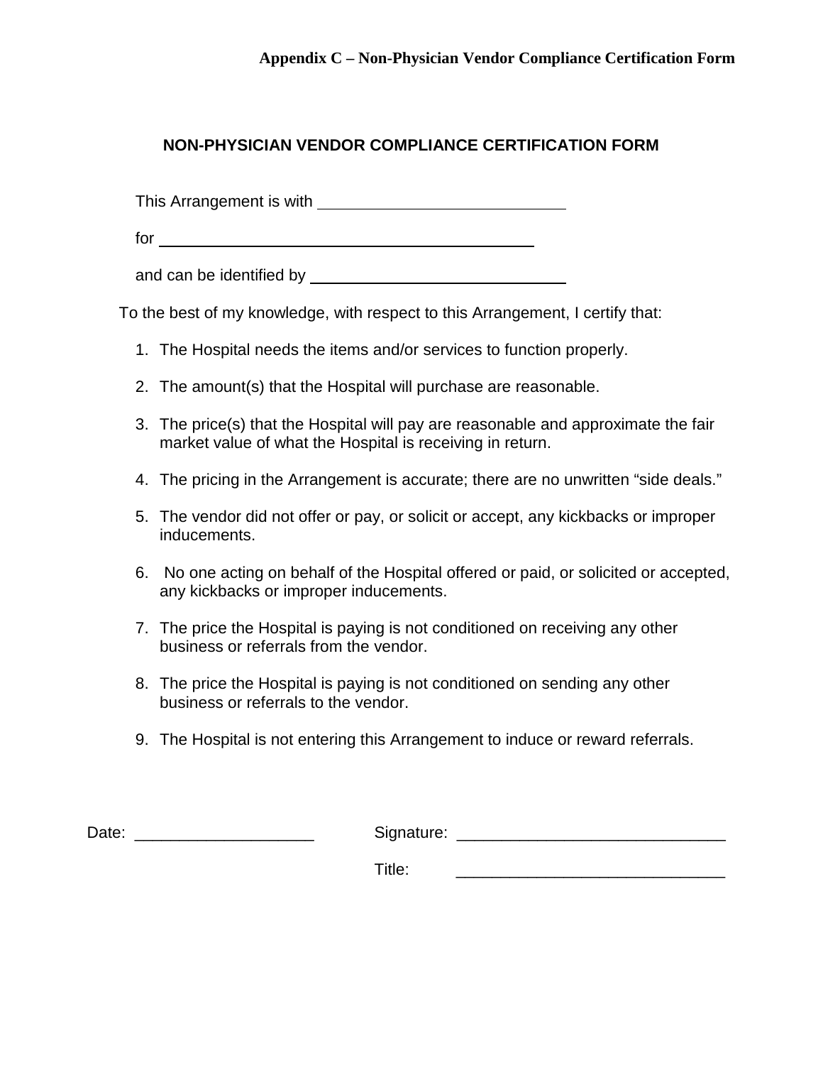**Appendix C – Non-Physician Vendor Compliance Certification Form**

## NON-PHYSICIAN VENDOR COMPLIANCE CERTIFICATION FORM

This Arrangement is with ____________________________

for ____________________________________________

and can be identified by ____________________________

To the best of my knowledge, with respect to this Arrangement, I certify that:

1. The Hospital needs the items and/or services to function properly.
2. The amount(s) that the Hospital will purchase are reasonable.
3. The price(s) that the Hospital will pay are reasonable and approximate the fair market value of what the Hospital is receiving in return.
4. The pricing in the Arrangement is accurate; there are no unwritten "side deals."
5. The vendor did not offer or pay, or solicit or accept, any kickbacks or improper inducements.
6. No one acting on behalf of the Hospital offered or paid, or solicited or accepted, any kickbacks or improper inducements.
7. The price the Hospital is paying is not conditioned on receiving any other business or referrals from the vendor.
8. The price the Hospital is paying is not conditioned on sending any other business or referrals to the vendor.
9. The Hospital is not entering this Arrangement to induce or reward referrals.

Date: ____________________ Signature: ______________________________

Title: ______________________________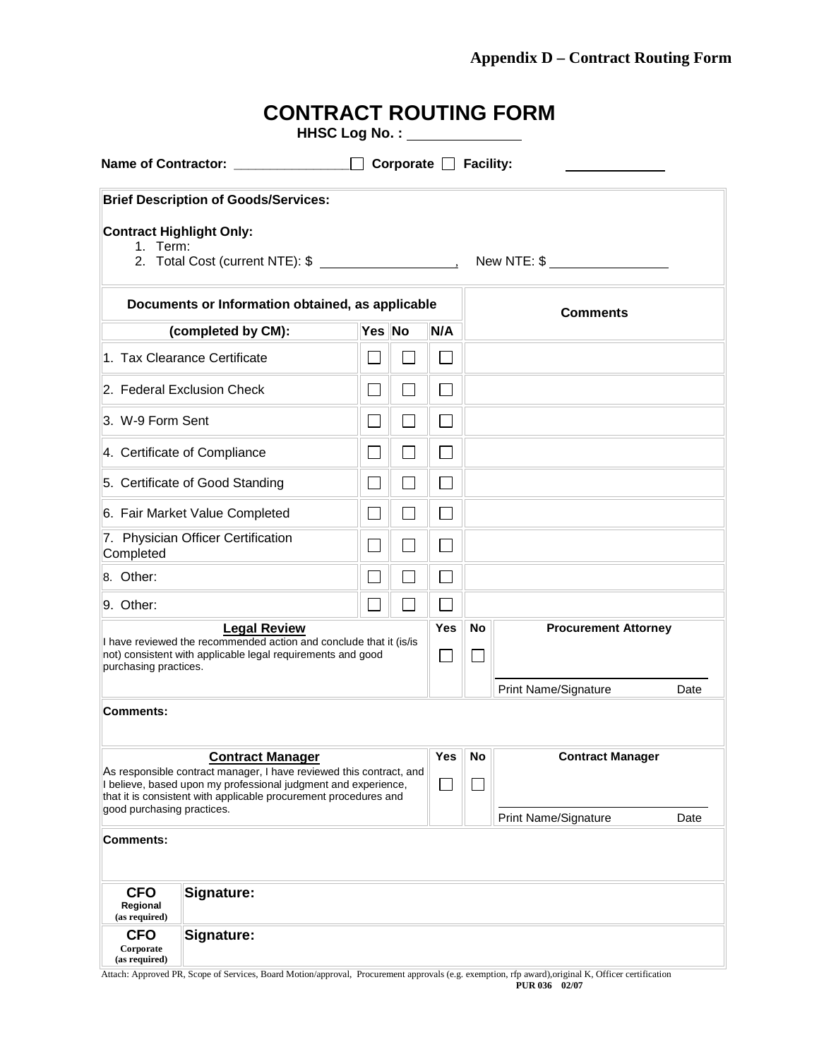**Appendix D – Contract Routing Form**

# CONTRACT ROUTING FORM

**HHSC Log No. :** _______________

**Name of Contractor:** _______________ ☐ **Corporate** ☐ **Facility:** _____________

**Brief Description of Goods/Services:**

**Contract Highlight Only:**

1. Term:
2. Total Cost (current NTE): $ __________________, New NTE: $ ________________

| Documents or Information obtained, as applicable (completed by CM): | Yes | No | N/A | Comments |
|---|---|---|---|---|
| 1. Tax Clearance Certificate | ☐ | ☐ | ☐ | |
| 2. Federal Exclusion Check | ☐ | ☐ | ☐ | |
| 3. W-9 Form Sent | ☐ | ☐ | ☐ | |
| 4. Certificate of Compliance | ☐ | ☐ | ☐ | |
| 5. Certificate of Good Standing | ☐ | ☐ | ☐ | |
| 6. Fair Market Value Completed | ☐ | ☐ | ☐ | |
| 7. Physician Officer Certification Completed | ☐ | ☐ | ☐ | |
| 8. Other: | ☐ | ☐ | ☐ | |
| 9. Other: | ☐ | ☐ | ☐ | |

| Legal Review | Yes | No | Procurement Attorney |
|---|---|---|---|
| I have reviewed the recommended action and conclude that it (is/is not) consistent with applicable legal requirements and good purchasing practices. | ☐ | ☐ | Print Name/Signature Date |

**Comments:**

| Contract Manager | Yes | No | Contract Manager |
|---|---|---|---|
| As responsible contract manager, I have reviewed this contract, and I believe, based upon my professional judgment and experience, that it is consistent with applicable procurement procedures and good purchasing practices. | ☐ | ☐ | Print Name/Signature Date |

**Comments:**

| | |
|---|---|
| **CFO** Regional (as required) | **Signature:** |
| **CFO** Corporate (as required) | **Signature:** |

Attach: Approved PR, Scope of Services, Board Motion/approval, Procurement approvals (e.g. exemption, rfp award),original K, Officer certification

**PUR 036 02/07**